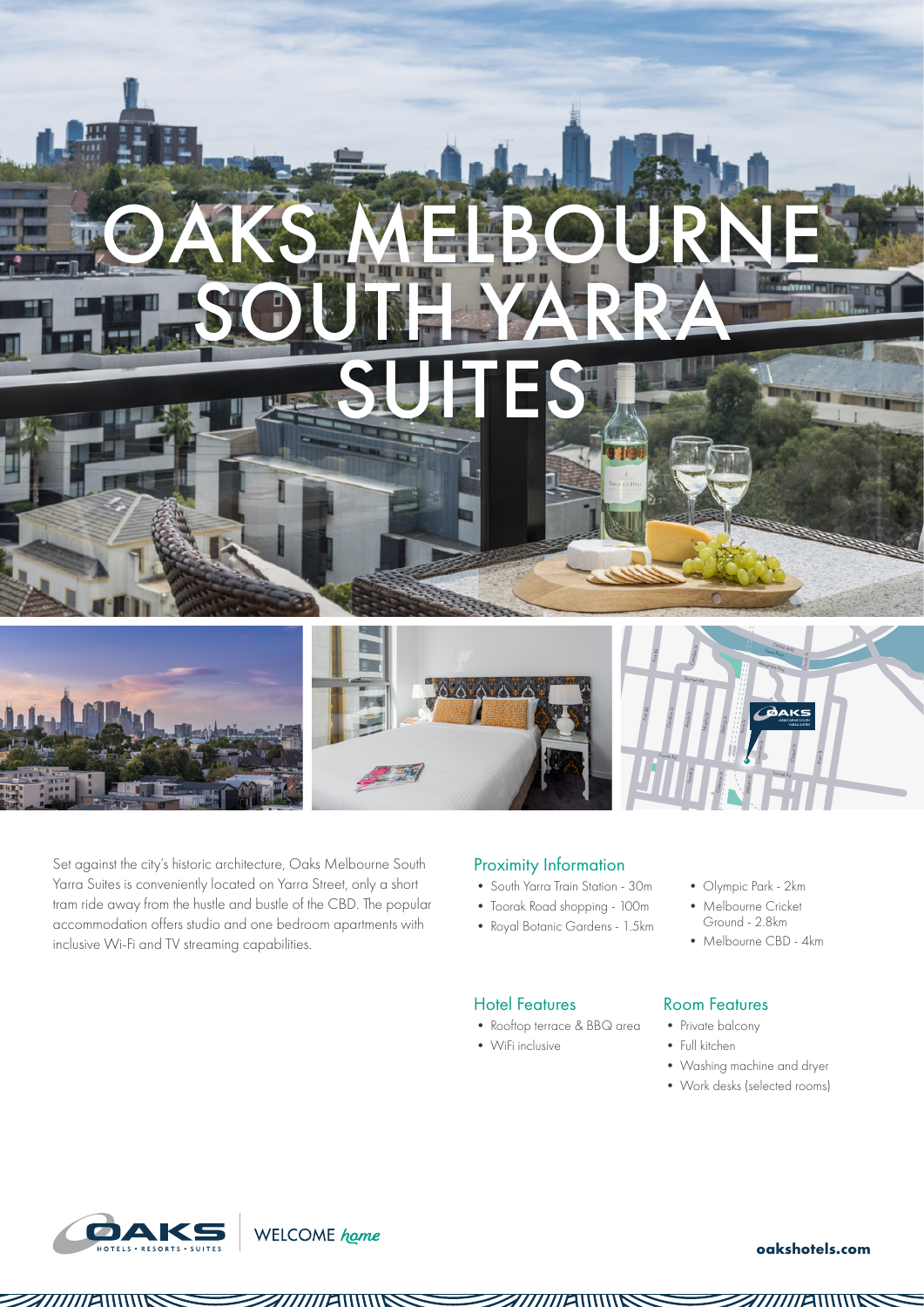# OAKS MELBOURNE SOUTH YARRA SUITES

Set against the city's historic architecture, Oaks Melbourne South Yarra Suites is conveniently located on Yarra Street, only a short tram ride away from the hustle and bustle of the CBD. The popular accommodation offers studio and one bedroom apartments with inclusive Wi-Fi and TV streaming capabilities.

## Proximity Information

- South Yarra Train Station - 30m
- Toorak Road shopping - 100m
- Royal Botanic Gardens - 1.5km
- Olympic Park - 2km
- Melbourne Cricket Ground - 2.8km
- Melbourne CBD - 4km

## Hotel Features

- Rooftop terrace & BBQ area
- WiFi inclusive

## Room Features

- Private balcony
- Full kitchen
- Washing machine and dryer
- Work desks (selected rooms)

OAKS HOTELS • RESORTS • SUITES | WELCOME *home*

**oakshotels.com**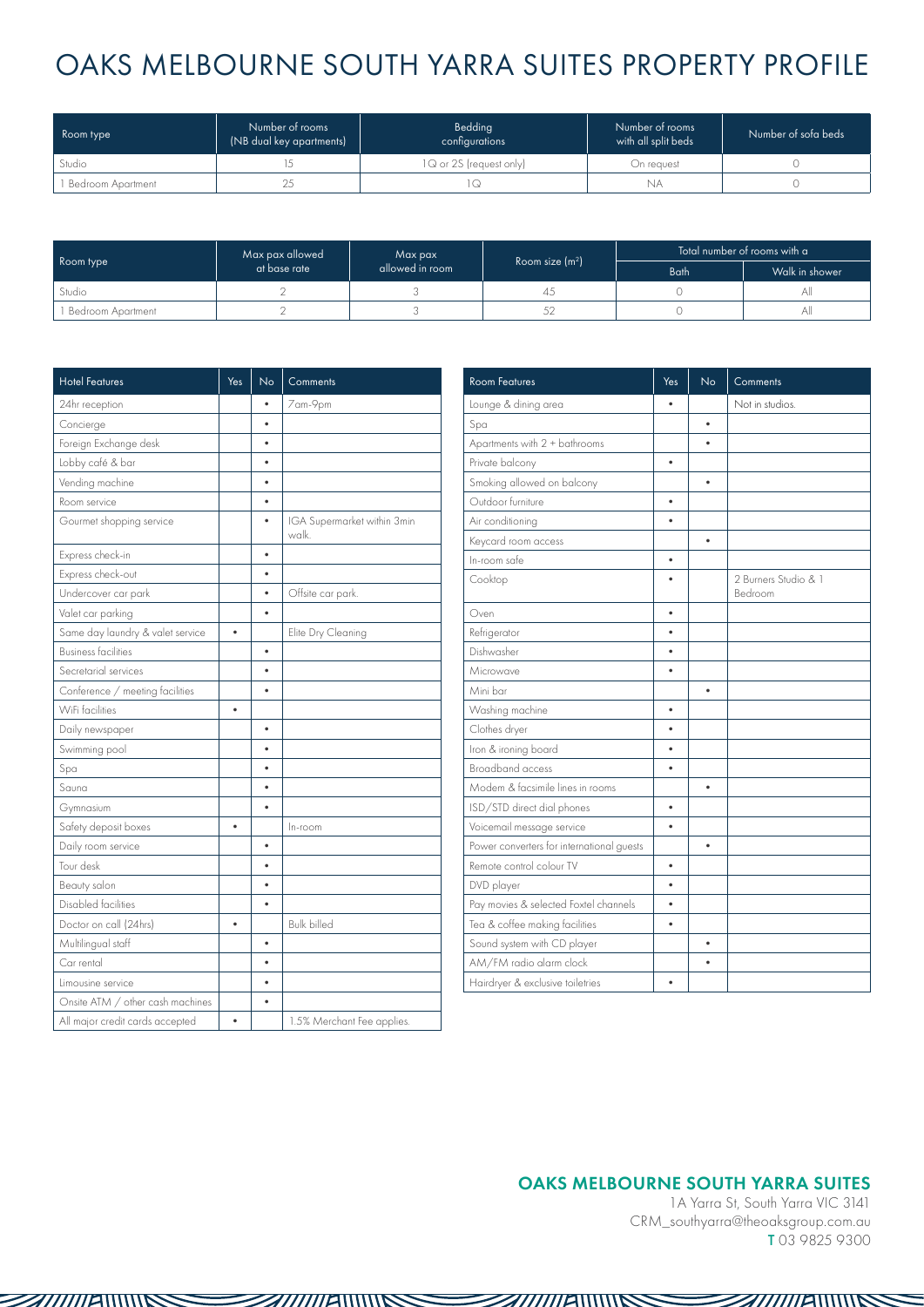# OAKS MELBOURNE SOUTH YARRA SUITES PROPERTY PROFILE

| Room type | Number of rooms (NB dual key apartments) | Bedding configurations | Number of rooms with all split beds | Number of sofa beds |
|---|---|---|---|---|
| Studio | 15 | 1Q or 2S (request only) | On request | 0 |
| 1 Bedroom Apartment | 25 | 1Q | NA | 0 |

| Room type | Max pax allowed at base rate | Max pax allowed in room | Room size (m²) | Total number of rooms with a | |
|---|---|---|---|---|---|
| | | | | Bath | Walk in shower |
| Studio | 2 | 3 | 45 | 0 | All |
| 1 Bedroom Apartment | 2 | 3 | 52 | 0 | All |

| Hotel Features | Yes | No | Comments |
|---|---|---|---|
| 24hr reception | | • | 7am-9pm |
| Concierge | | • | |
| Foreign Exchange desk | | • | |
| Lobby café & bar | | • | |
| Vending machine | | • | |
| Room service | | • | |
| Gourmet shopping service | | • | IGA Supermarket within 3min walk. |
| Express check-in | | • | |
| Express check-out | | • | |
| Undercover car park | | • | Offsite car park. |
| Valet car parking | | • | |
| Same day laundry & valet service | • | | Elite Dry Cleaning |
| Business facilities | | • | |
| Secretarial services | | • | |
| Conference / meeting facilities | | • | |
| WiFi facilities | • | | |
| Daily newspaper | | • | |
| Swimming pool | | • | |
| Spa | | • | |
| Sauna | | • | |
| Gymnasium | | • | |
| Safety deposit boxes | • | | In-room |
| Daily room service | | • | |
| Tour desk | | • | |
| Beauty salon | | • | |
| Disabled facilities | | • | |
| Doctor on call (24hrs) | • | | Bulk billed |
| Multilingual staff | | • | |
| Car rental | | • | |
| Limousine service | | • | |
| Onsite ATM / other cash machines | | • | |
| All major credit cards accepted | • | | 1.5% Merchant Fee applies. |

| Room Features | Yes | No | Comments |
|---|---|---|---|
| Lounge & dining area | • | | Not in studios. |
| Spa | | • | |
| Apartments with 2 + bathrooms | | • | |
| Private balcony | • | | |
| Smoking allowed on balcony | | • | |
| Outdoor furniture | • | | |
| Air conditioning | • | | |
| Keycard room access | | • | |
| In-room safe | • | | |
| Cooktop | • | | 2 Burners Studio & 1 Bedroom |
| Oven | • | | |
| Refrigerator | • | | |
| Dishwasher | • | | |
| Microwave | • | | |
| Mini bar | | • | |
| Washing machine | • | | |
| Clothes dryer | • | | |
| Iron & ironing board | • | | |
| Broadband access | • | | |
| Modem & facsimile lines in rooms | | • | |
| ISD/STD direct dial phones | • | | |
| Voicemail message service | • | | |
| Power converters for international guests | | • | |
| Remote control colour TV | • | | |
| DVD player | • | | |
| Pay movies & selected Foxtel channels | • | | |
| Tea & coffee making facilities | • | | |
| Sound system with CD player | | • | |
| AM/FM radio alarm clock | | • | |
| Hairdryer & exclusive toiletries | • | | |

**OAKS MELBOURNE SOUTH YARRA SUITES**

1A Yarra St, South Yarra VIC 3141
CRM_southyarra@theoaksgroup.com.au
T 03 9825 9300